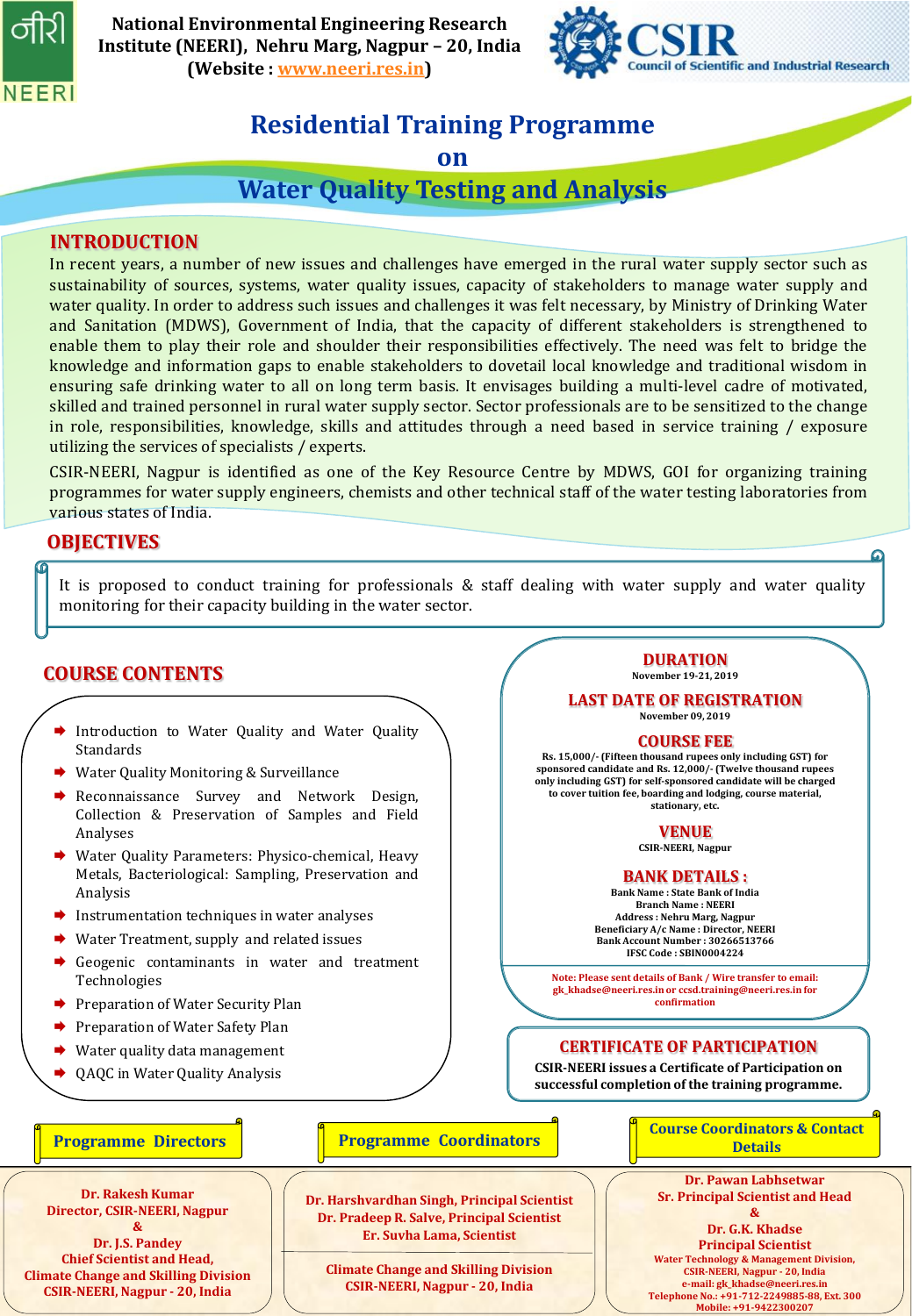National Environmental Engineering Research Institute (NEERI), Nehru Marg, Nagpur – 20, India (Website : www.neeri.res.in)

CSIR Council of Scientific and Industrial Research

# Residential Training Programme on Water Quality Testing and Analysis

## INTRODUCTION

In recent years, a number of new issues and challenges have emerged in the rural water supply sector such as sustainability of sources, systems, water quality issues, capacity of stakeholders to manage water supply and water quality. In order to address such issues and challenges it was felt necessary, by Ministry of Drinking Water and Sanitation (MDWS), Government of India, that the capacity of different stakeholders is strengthened to enable them to play their role and shoulder their responsibilities effectively. The need was felt to bridge the knowledge and information gaps to enable stakeholders to dovetail local knowledge and traditional wisdom in ensuring safe drinking water to all on long term basis. It envisages building a multi-level cadre of motivated, skilled and trained personnel in rural water supply sector. Sector professionals are to be sensitized to the change in role, responsibilities, knowledge, skills and attitudes through a need based in service training / exposure utilizing the services of specialists / experts.

CSIR-NEERI, Nagpur is identified as one of the Key Resource Centre by MDWS, GOI for organizing training programmes for water supply engineers, chemists and other technical staff of the water testing laboratories from various states of India.

## OBJECTIVES

It is proposed to conduct training for professionals & staff dealing with water supply and water quality monitoring for their capacity building in the water sector.

## COURSE CONTENTS

- Introduction to Water Quality and Water Quality Standards
- Water Quality Monitoring & Surveillance
- Reconnaissance Survey and Network Design, Collection & Preservation of Samples and Field Analyses
- Water Quality Parameters: Physico-chemical, Heavy Metals, Bacteriological: Sampling, Preservation and Analysis
- Instrumentation techniques in water analyses
- Water Treatment, supply and related issues
- Geogenic contaminants in water and treatment Technologies
- Preparation of Water Security Plan
- Preparation of Water Safety Plan
- Water quality data management
- QAQC in Water Quality Analysis

## DURATION

November 19-21, 2019

## LAST DATE OF REGISTRATION

November 09, 2019

## COURSE FEE

Rs. 15,000/- (Fifteen thousand rupees only including GST) for sponsored candidate and Rs. 12,000/- (Twelve thousand rupees only including GST) for self-sponsored candidate will be charged to cover tuition fee, boarding and lodging, course material, stationary, etc.

## VENUE

CSIR-NEERI, Nagpur

## BANK DETAILS :

Bank Name : State Bank of India
Branch Name : NEERI
Address : Nehru Marg, Nagpur
Beneficiary A/c Name : Director, NEERI
Bank Account Number : 30266513766
IFSC Code : SBIN0004224

Note: Please sent details of Bank / Wire transfer to email: gk_khadse@neeri.res.in or ccsd.training@neeri.res.in for confirmation

## CERTIFICATE OF PARTICIPATION

CSIR-NEERI issues a Certificate of Participation on successful completion of the training programme.

## Programme Directors

**Dr. Rakesh Kumar**
Director, CSIR-NEERI, Nagpur
&
**Dr. J.S. Pandey**
Chief Scientist and Head,
Climate Change and Skilling Division
CSIR-NEERI, Nagpur - 20, India

## Programme Coordinators

**Dr. Harshvardhan Singh**, Principal Scientist
**Dr. Pradeep R. Salve**, Principal Scientist
**Er. Suvha Lama**, Scientist

Climate Change and Skilling Division
CSIR-NEERI, Nagpur - 20, India

## Course Coordinators & Contact Details

**Dr. Pawan Labhsetwar**
Sr. Principal Scientist and Head
&
**Dr. G.K. Khadse**
Principal Scientist
Water Technology & Management Division,
CSIR-NEERI, Nagpur - 20, India
e-mail: gk_khadse@neeri.res.in
Telephone No.: +91-712-2249885-88, Ext. 300
Mobile: +91-9422300207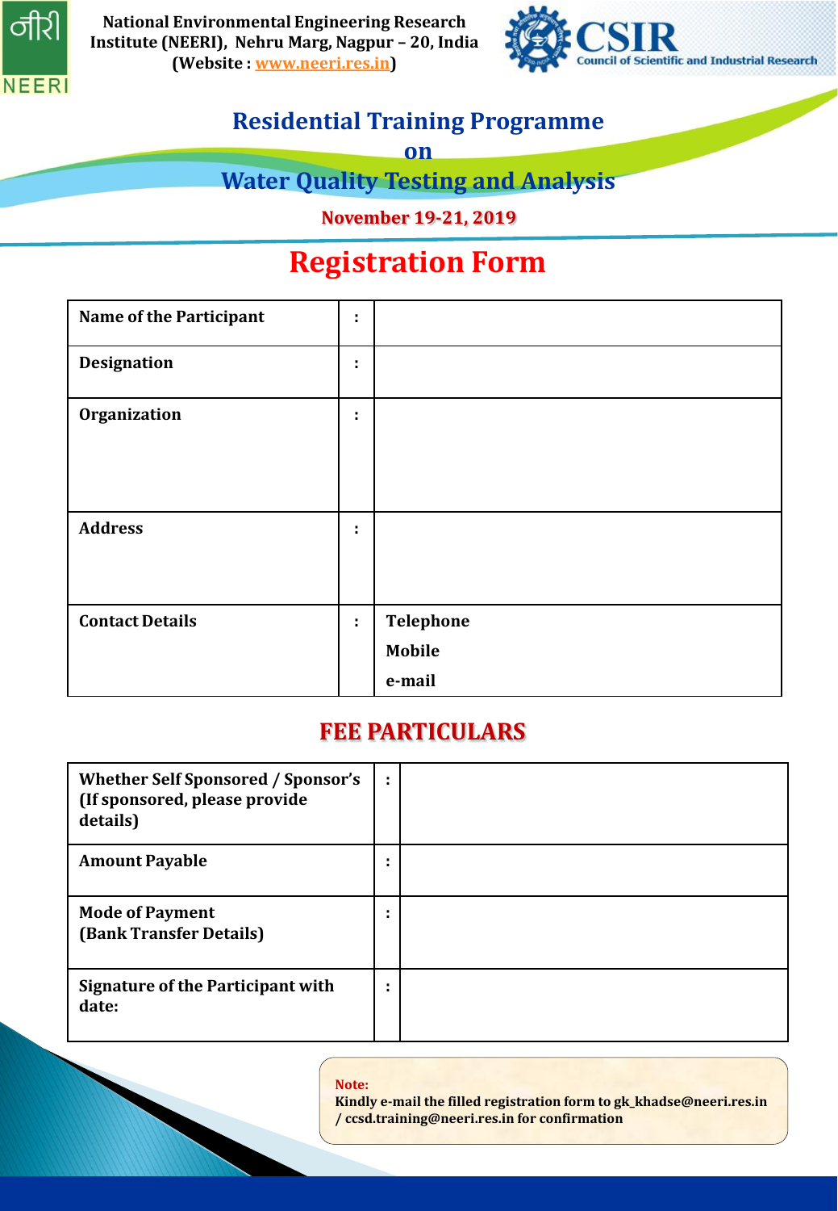National Environmental Engineering Research Institute (NEERI), Nehru Marg, Nagpur – 20, India
(Website : www.neeri.res.in)

CSIR
Council of Scientific and Industrial Research

# Residential Training Programme
# on
# Water Quality Testing and Analysis

**November 19-21, 2019**

## Registration Form

| | | |
|---|---|---|
| **Name of the Participant** | : | |
| **Designation** | : | |
| **Organization** | : | |
| **Address** | : | |
| **Contact Details** | : | **Telephone**<br>**Mobile**<br>**e-mail** |

## FEE PARTICULARS

| | | |
|---|---|---|
| **Whether Self Sponsored / Sponsor's (If sponsored, please provide details)** | : | |
| **Amount Payable** | : | |
| **Mode of Payment (Bank Transfer Details)** | : | |
| **Signature of the Participant with date:** | : | |

**Note:**
**Kindly e-mail the filled registration form to gk_khadse@neeri.res.in / ccsd.training@neeri.res.in for confirmation**